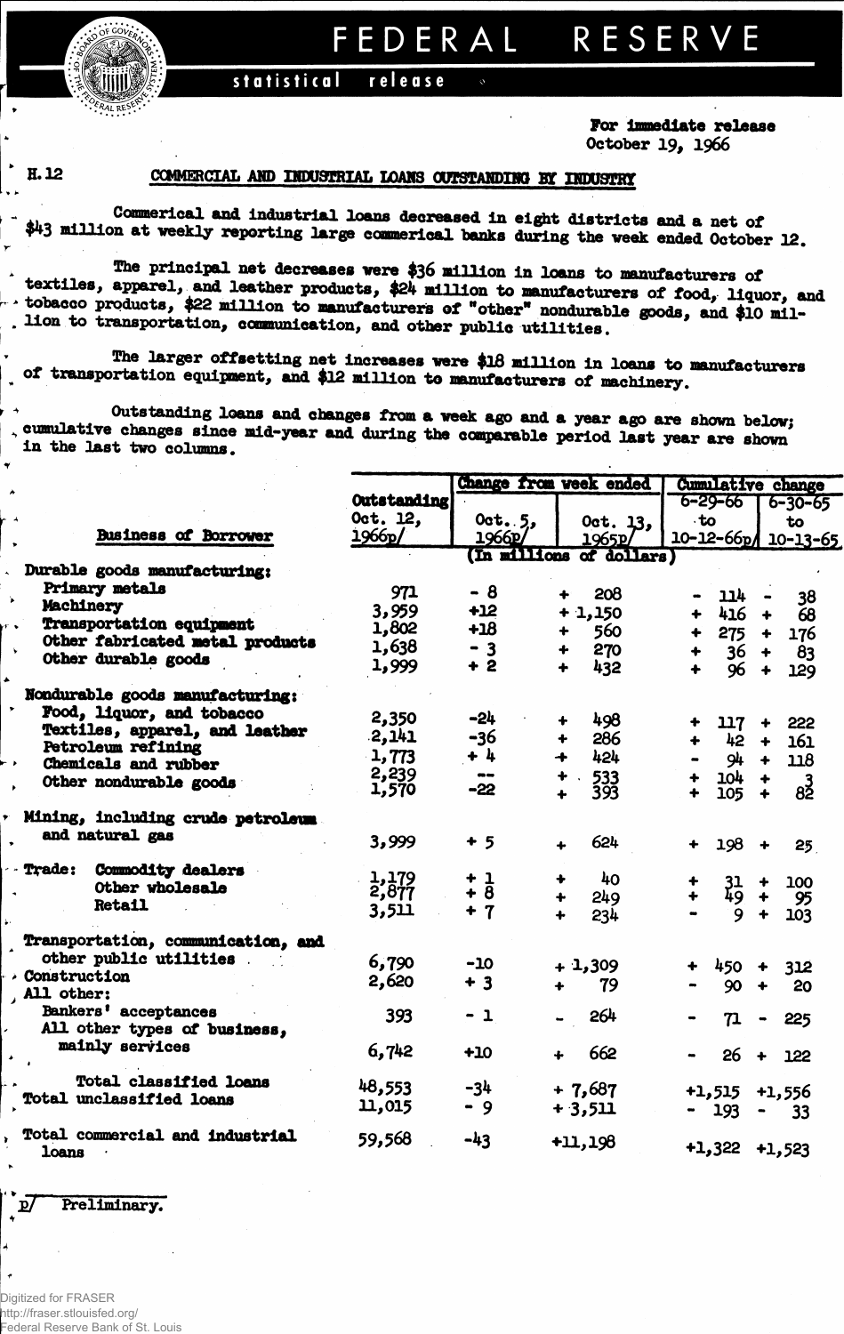# FEDERAL RESERVE

**statistical release**

**For immediate release**
**October 19, 1966**

H.12

## COMMERCIAL AND INDUSTRIAL LOANS OUTSTANDING BY INDUSTRY

Commerical and industrial loans decreased in eight districts and a net of $43 million at weekly reporting large commerical banks during the week ended October 12.

The principal net decreases were $36 million in loans to manufacturers of textiles, apparel, and leather products, $24 million to manufacturers of food, liquor, and tobacco products, $22 million to manufacturers of "other" nondurable goods, and $10 million to transportation, communication, and other public utilities.

The larger offsetting net increases were $18 million in loans to manufacturers of transportation equipment, and $12 million to manufacturers of machinery.

Outstanding loans and changes from a week ago and a year ago are shown below; cumulative changes since mid-year and during the comparable period last year are shown in the last two columns.

| Business of Borrower | Outstanding Oct. 12, 1966p/ | Change from week ended Oct. 5, 1966p/ | Change from week ended Oct. 13, 1965p/ | Cumulative change 6-29-66 to 10-12-66p/ | Cumulative change 6-30-65 to 10-13-65 |
|---|---|---|---|---|---|
| | (In millions of dollars) | | | | |
| **Durable goods manufacturing:** | | | | | |
| Primary metals | 971 | - 8 | + 208 | - 114 | - 38 |
| Machinery | 3,959 | +12 | + 1,150 | + 416 | + 68 |
| Transportation equipment | 1,802 | +18 | + 560 | + 275 | + 176 |
| Other fabricated metal products | 1,638 | - 3 | + 270 | + 36 | + 83 |
| Other durable goods | 1,999 | + 2 | + 432 | + 96 | + 129 |
| **Nondurable goods manufacturing:** | | | | | |
| Food, liquor, and tobacco | 2,350 | -24 | + 498 | + 117 | + 222 |
| Textiles, apparel, and leather | 2,141 | -36 | + 286 | + 42 | + 161 |
| Petroleum refining | 1,773 | + 4 | + 424 | - 94 | + 118 |
| Chemicals and rubber | 2,239 | -- | + 533 | + 104 | + 3 |
| Other nondurable goods | 1,570 | -22 | + 393 | + 105 | + 82 |
| **Mining, including crude petroleum and natural gas** | 3,999 | + 5 | + 624 | + 198 | + 25 |
| **Trade:** Commodity dealers | 1,179 | + 1 | + 40 | + 31 | + 100 |
| Other wholesale | 2,877 | + 8 | + 249 | + 49 | + 95 |
| Retail | 3,511 | + 7 | + 234 | - 9 | + 103 |
| **Transportation, communication, and other public utilities** | 6,790 | -10 | + 1,309 | + 450 | + 312 |
| **Construction** | 2,620 | + 3 | + 79 | - 90 | + 20 |
| **All other:** | | | | | |
| Bankers' acceptances | 393 | - 1 | - 264 | - 71 | - 225 |
| All other types of business, mainly services | 6,742 | +10 | + 662 | - 26 | + 122 |
| **Total classified loans** | 48,553 | -34 | + 7,687 | +1,515 | +1,556 |
| **Total unclassified loans** | 11,015 | - 9 | + 3,511 | - 193 | - 33 |
| **Total commercial and industrial loans** | 59,568 | -43 | +11,198 | +1,322 | +1,523 |

p/ Preliminary.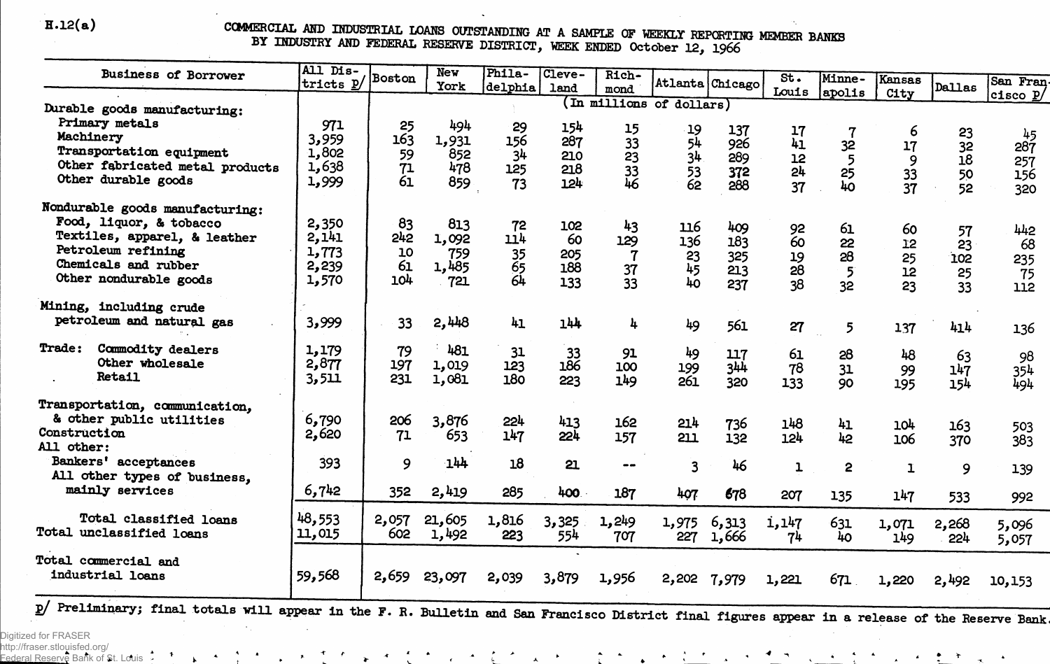H.12(a)

COMMERCIAL AND INDUSTRIAL LOANS OUTSTANDING AT A SAMPLE OF WEEKLY REPORTING MEMBER BANKS
BY INDUSTRY AND FEDERAL RESERVE DISTRICT, WEEK ENDED October 12, 1966

| Business of Borrower | All Districts p/ | Boston | New York | Philadelphia | Cleveland | Richmond | Atlanta | Chicago | St. Louis | Minneapolis | Kansas City | Dallas | San Francisco p/ |
|---|---|---|---|---|---|---|---|---|---|---|---|---|---|
| | | (In millions of dollars) | | | | | | | | | | | |
| Durable goods manufacturing: | | | | | | | | | | | | | |
| Primary metals | 971 | 25 | 494 | 29 | 154 | 15 | 19 | 137 | 17 | 7 | 6 | 23 | 45 |
| Machinery | 3,959 | 163 | 1,931 | 156 | 287 | 33 | 54 | 926 | 41 | 32 | 17 | 32 | 287 |
| Transportation equipment | 1,802 | 59 | 852 | 34 | 210 | 23 | 34 | 289 | 12 | 5 | 9 | 18 | 257 |
| Other fabricated metal products | 1,638 | 71 | 478 | 125 | 218 | 33 | 53 | 372 | 24 | 25 | 33 | 50 | 156 |
| Other durable goods | 1,999 | 61 | 859 | 73 | 124 | 46 | 62 | 288 | 37 | 40 | 37 | 52 | 320 |
| Nondurable goods manufacturing: | | | | | | | | | | | | | |
| Food, liquor, & tobacco | 2,350 | 83 | 813 | 72 | 102 | 43 | 116 | 409 | 92 | 61 | 60 | 57 | 442 |
| Textiles, apparel, & leather | 2,141 | 242 | 1,092 | 114 | 60 | 129 | 136 | 183 | 60 | 22 | 12 | 23 | 68 |
| Petroleum refining | 1,773 | 10 | 759 | 35 | 205 | 7 | 23 | 325 | 19 | 28 | 25 | 102 | 235 |
| Chemicals and rubber | 2,239 | 61 | 1,485 | 65 | 188 | 37 | 45 | 213 | 28 | 5 | 12 | 25 | 75 |
| Other nondurable goods | 1,570 | 104 | 721 | 64 | 133 | 33 | 40 | 237 | 38 | 32 | 23 | 33 | 112 |
| Mining, including crude petroleum and natural gas | 3,999 | 33 | 2,448 | 41 | 144 | 4 | 49 | 561 | 27 | 5 | 137 | 414 | 136 |
| Trade: Commodity dealers | 1,179 | 79 | 481 | 31 | 33 | 91 | 49 | 117 | 61 | 28 | 48 | 63 | 98 |
| Other wholesale | 2,877 | 197 | 1,019 | 123 | 186 | 100 | 199 | 344 | 78 | 31 | 99 | 147 | 354 |
| Retail | 3,511 | 231 | 1,081 | 180 | 223 | 149 | 261 | 320 | 133 | 90 | 195 | 154 | 494 |
| Transportation, communication, & other public utilities | 6,790 | 206 | 3,876 | 224 | 413 | 162 | 214 | 736 | 148 | 41 | 104 | 163 | 503 |
| Construction | 2,620 | 71 | 653 | 147 | 224 | 157 | 211 | 132 | 124 | 42 | 106 | 370 | 383 |
| All other: | | | | | | | | | | | | | |
| Bankers' acceptances | 393 | 9 | 144 | 18 | 21 | -- | 3 | 46 | 1 | 2 | 1 | 9 | 139 |
| All other types of business, mainly services | 6,742 | 352 | 2,419 | 285 | 400 | 187 | 407 | 678 | 207 | 135 | 147 | 533 | 992 |
| Total classified loans | 48,553 | 2,057 | 21,605 | 1,816 | 3,325 | 1,249 | 1,975 | 6,313 | 1,147 | 631 | 1,071 | 2,268 | 5,096 |
| Total unclassified loans | 11,015 | 602 | 1,492 | 223 | 554 | 707 | 227 | 1,666 | 74 | 40 | 149 | 224 | 5,057 |
| Total commercial and industrial loans | 59,568 | 2,659 | 23,097 | 2,039 | 3,879 | 1,956 | 2,202 | 7,979 | 1,221 | 671 | 1,220 | 2,492 | 10,153 |

p/ Preliminary; final totals will appear in the F. R. Bulletin and San Francisco District final figures appear in a release of the Reserve Bank.